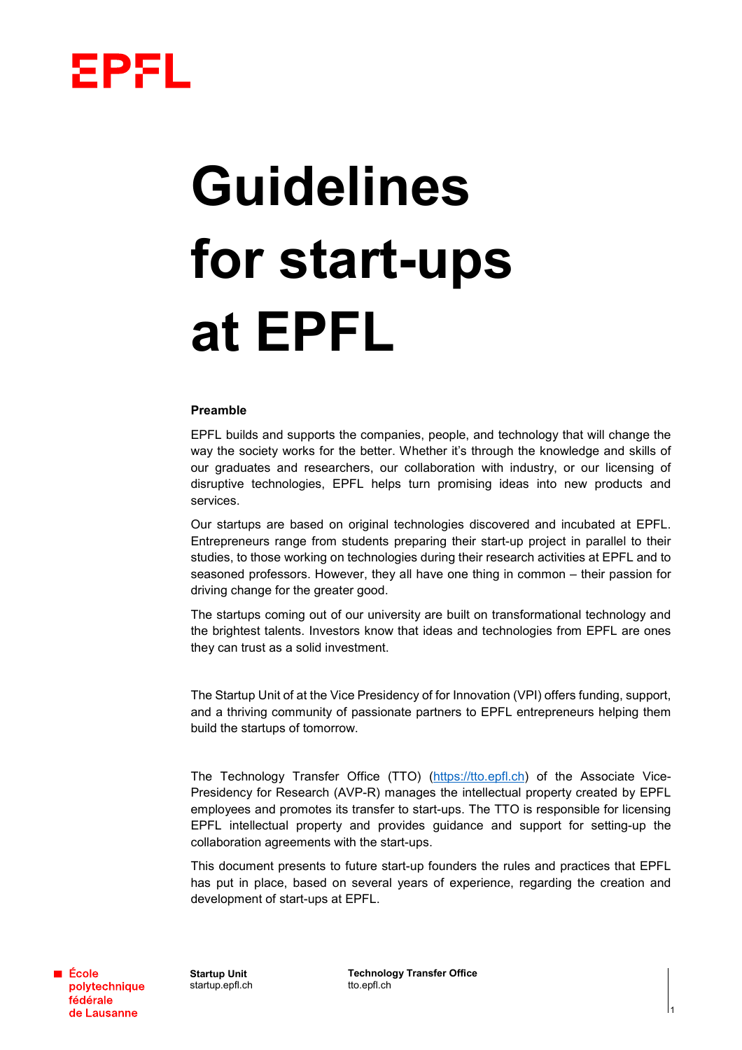# Guidelines for start-ups at EPFL

**Preamble**

EPFL builds and supports the companies, people, and technology that will change the way the society works for the better. Whether it's through the knowledge and skills of our graduates and researchers, our collaboration with industry, or our licensing of disruptive technologies, EPFL helps turn promising ideas into new products and services.

Our startups are based on original technologies discovered and incubated at EPFL. Entrepreneurs range from students preparing their start-up project in parallel to their studies, to those working on technologies during their research activities at EPFL and to seasoned professors. However, they all have one thing in common – their passion for driving change for the greater good.

The startups coming out of our university are built on transformational technology and the brightest talents. Investors know that ideas and technologies from EPFL are ones they can trust as a solid investment.

The Startup Unit of at the Vice Presidency of for Innovation (VPI) offers funding, support, and a thriving community of passionate partners to EPFL entrepreneurs helping them build the startups of tomorrow.

The Technology Transfer Office (TTO) (https://tto.epfl.ch) of the Associate Vice-Presidency for Research (AVP-R) manages the intellectual property created by EPFL employees and promotes its transfer to start-ups. The TTO is responsible for licensing EPFL intellectual property and provides guidance and support for setting-up the collaboration agreements with the start-ups.

This document presents to future start-up founders the rules and practices that EPFL has put in place, based on several years of experience, regarding the creation and development of start-ups at EPFL.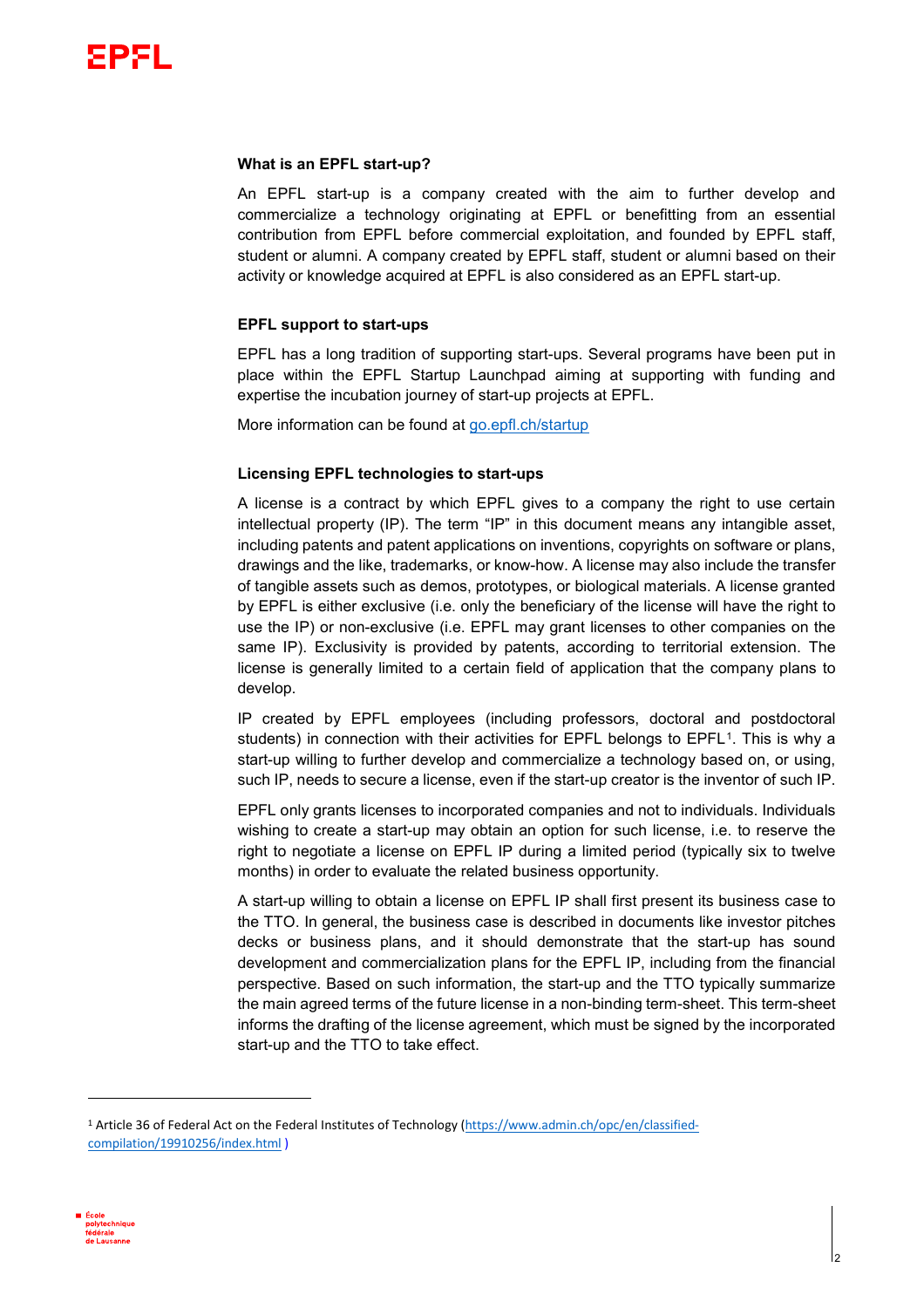### What is an EPFL start-up?

An EPFL start-up is a company created with the aim to further develop and commercialize a technology originating at EPFL or benefitting from an essential contribution from EPFL before commercial exploitation, and founded by EPFL staff, student or alumni. A company created by EPFL staff, student or alumni based on their activity or knowledge acquired at EPFL is also considered as an EPFL start-up.

### EPFL support to start-ups

EPFL has a long tradition of supporting start-ups. Several programs have been put in place within the EPFL Startup Launchpad aiming at supporting with funding and expertise the incubation journey of start-up projects at EPFL.

More information can be found at [go.epfl.ch/startup](go.epfl.ch/startup)

### Licensing EPFL technologies to start-ups

A license is a contract by which EPFL gives to a company the right to use certain intellectual property (IP). The term "IP" in this document means any intangible asset, including patents and patent applications on inventions, copyrights on software or plans, drawings and the like, trademarks, or know-how. A license may also include the transfer of tangible assets such as demos, prototypes, or biological materials. A license granted by EPFL is either exclusive (i.e. only the beneficiary of the license will have the right to use the IP) or non-exclusive (i.e. EPFL may grant licenses to other companies on the same IP). Exclusivity is provided by patents, according to territorial extension. The license is generally limited to a certain field of application that the company plans to develop.

IP created by EPFL employees (including professors, doctoral and postdoctoral students) in connection with their activities for EPFL belongs to EPFL[1]. This is why a start-up willing to further develop and commercialize a technology based on, or using, such IP, needs to secure a license, even if the start-up creator is the inventor of such IP.

EPFL only grants licenses to incorporated companies and not to individuals. Individuals wishing to create a start-up may obtain an option for such license, i.e. to reserve the right to negotiate a license on EPFL IP during a limited period (typically six to twelve months) in order to evaluate the related business opportunity.

A start-up willing to obtain a license on EPFL IP shall first present its business case to the TTO. In general, the business case is described in documents like investor pitches decks or business plans, and it should demonstrate that the start-up has sound development and commercialization plans for the EPFL IP, including from the financial perspective. Based on such information, the start-up and the TTO typically summarize the main agreed terms of the future license in a non-binding term-sheet. This term-sheet informs the drafting of the license agreement, which must be signed by the incorporated start-up and the TTO to take effect.

---

[1] Article 36 of Federal Act on the Federal Institutes of Technology ([https://www.admin.ch/opc/en/classified-compilation/19910256/index.html](https://www.admin.ch/opc/en/classified-compilation/19910256/index.html) )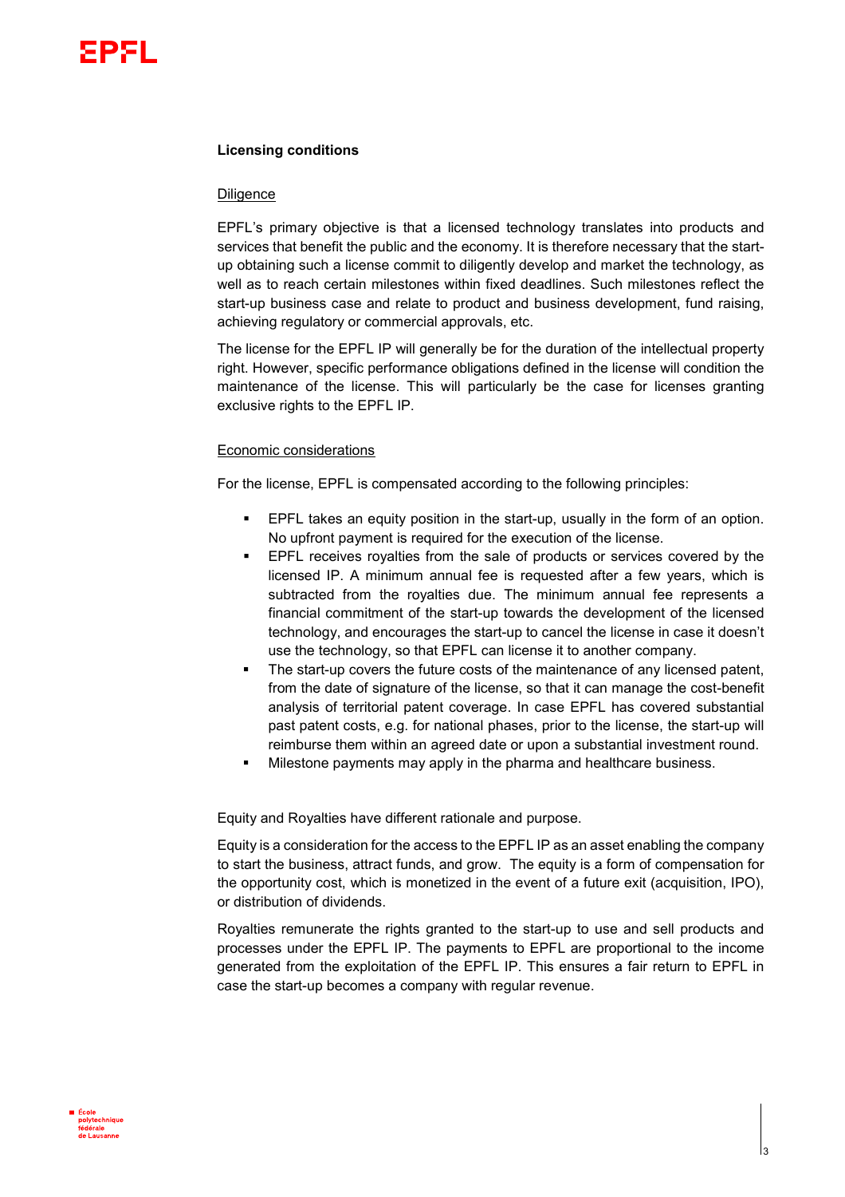**Licensing conditions**

Diligence

EPFL's primary objective is that a licensed technology translates into products and services that benefit the public and the economy. It is therefore necessary that the start-up obtaining such a license commit to diligently develop and market the technology, as well as to reach certain milestones within fixed deadlines. Such milestones reflect the start-up business case and relate to product and business development, fund raising, achieving regulatory or commercial approvals, etc.

The license for the EPFL IP will generally be for the duration of the intellectual property right. However, specific performance obligations defined in the license will condition the maintenance of the license. This will particularly be the case for licenses granting exclusive rights to the EPFL IP.

Economic considerations

For the license, EPFL is compensated according to the following principles:

- EPFL takes an equity position in the start-up, usually in the form of an option. No upfront payment is required for the execution of the license.
- EPFL receives royalties from the sale of products or services covered by the licensed IP. A minimum annual fee is requested after a few years, which is subtracted from the royalties due. The minimum annual fee represents a financial commitment of the start-up towards the development of the licensed technology, and encourages the start-up to cancel the license in case it doesn't use the technology, so that EPFL can license it to another company.
- The start-up covers the future costs of the maintenance of any licensed patent, from the date of signature of the license, so that it can manage the cost-benefit analysis of territorial patent coverage. In case EPFL has covered substantial past patent costs, e.g. for national phases, prior to the license, the start-up will reimburse them within an agreed date or upon a substantial investment round.
- Milestone payments may apply in the pharma and healthcare business.

Equity and Royalties have different rationale and purpose.

Equity is a consideration for the access to the EPFL IP as an asset enabling the company to start the business, attract funds, and grow. The equity is a form of compensation for the opportunity cost, which is monetized in the event of a future exit (acquisition, IPO), or distribution of dividends.

Royalties remunerate the rights granted to the start-up to use and sell products and processes under the EPFL IP. The payments to EPFL are proportional to the income generated from the exploitation of the EPFL IP. This ensures a fair return to EPFL in case the start-up becomes a company with regular revenue.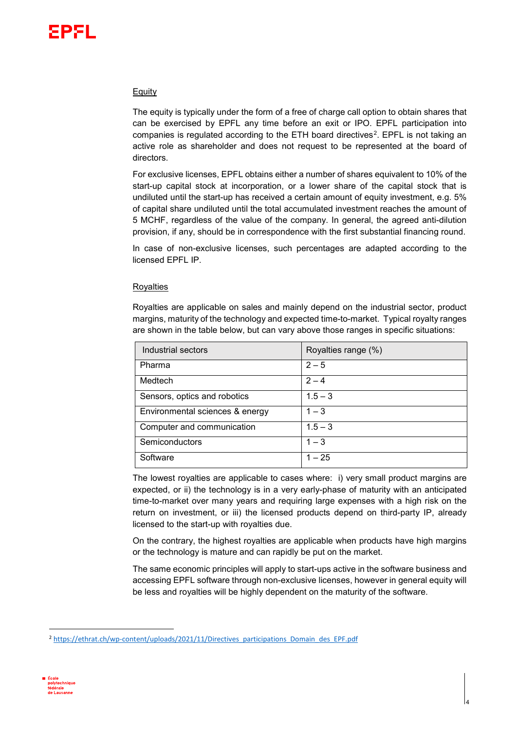## Equity

The equity is typically under the form of a free of charge call option to obtain shares that can be exercised by EPFL any time before an exit or IPO. EPFL participation into companies is regulated according to the ETH board directives[2]. EPFL is not taking an active role as shareholder and does not request to be represented at the board of directors.

For exclusive licenses, EPFL obtains either a number of shares equivalent to 10% of the start-up capital stock at incorporation, or a lower share of the capital stock that is undiluted until the start-up has received a certain amount of equity investment, e.g. 5% of capital share undiluted until the total accumulated investment reaches the amount of 5 MCHF, regardless of the value of the company. In general, the agreed anti-dilution provision, if any, should be in correspondence with the first substantial financing round.

In case of non-exclusive licenses, such percentages are adapted according to the licensed EPFL IP.

## Royalties

Royalties are applicable on sales and mainly depend on the industrial sector, product margins, maturity of the technology and expected time-to-market. Typical royalty ranges are shown in the table below, but can vary above those ranges in specific situations:

| Industrial sectors | Royalties range (%) |
| --- | --- |
| Pharma | 2 – 5 |
| Medtech | 2 – 4 |
| Sensors, optics and robotics | 1.5 – 3 |
| Environmental sciences & energy | 1 – 3 |
| Computer and communication | 1.5 – 3 |
| Semiconductors | 1 – 3 |
| Software | 1 – 25 |

The lowest royalties are applicable to cases where: i) very small product margins are expected, or ii) the technology is in a very early-phase of maturity with an anticipated time-to-market over many years and requiring large expenses with a high risk on the return on investment, or iii) the licensed products depend on third-party IP, already licensed to the start-up with royalties due.

On the contrary, the highest royalties are applicable when products have high margins or the technology is mature and can rapidly be put on the market.

The same economic principles will apply to start-ups active in the software business and accessing EPFL software through non-exclusive licenses, however in general equity will be less and royalties will be highly dependent on the maturity of the software.

---

[2] https://ethrat.ch/wp-content/uploads/2021/11/Directives_participations_Domain_des_EPF.pdf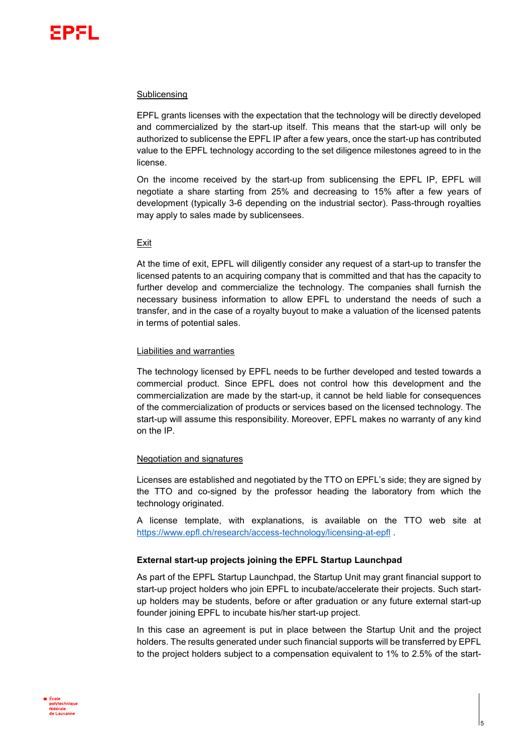Sublicensing

EPFL grants licenses with the expectation that the technology will be directly developed and commercialized by the start-up itself. This means that the start-up will only be authorized to sublicense the EPFL IP after a few years, once the start-up has contributed value to the EPFL technology according to the set diligence milestones agreed to in the license.

On the income received by the start-up from sublicensing the EPFL IP, EPFL will negotiate a share starting from 25% and decreasing to 15% after a few years of development (typically 3-6 depending on the industrial sector). Pass-through royalties may apply to sales made by sublicensees.

Exit

At the time of exit, EPFL will diligently consider any request of a start-up to transfer the licensed patents to an acquiring company that is committed and that has the capacity to further develop and commercialize the technology. The companies shall furnish the necessary business information to allow EPFL to understand the needs of such a transfer, and in the case of a royalty buyout to make a valuation of the licensed patents in terms of potential sales.

Liabilities and warranties

The technology licensed by EPFL needs to be further developed and tested towards a commercial product. Since EPFL does not control how this development and the commercialization are made by the start-up, it cannot be held liable for consequences of the commercialization of products or services based on the licensed technology. The start-up will assume this responsibility. Moreover, EPFL makes no warranty of any kind on the IP.

Negotiation and signatures

Licenses are established and negotiated by the TTO on EPFL's side; they are signed by the TTO and co-signed by the professor heading the laboratory from which the technology originated.

A license template, with explanations, is available on the TTO web site at https://www.epfl.ch/research/access-technology/licensing-at-epfl .

**External start-up projects joining the EPFL Startup Launchpad**

As part of the EPFL Startup Launchpad, the Startup Unit may grant financial support to start-up project holders who join EPFL to incubate/accelerate their projects. Such start-up holders may be students, before or after graduation or any future external start-up founder joining EPFL to incubate his/her start-up project.

In this case an agreement is put in place between the Startup Unit and the project holders. The results generated under such financial supports will be transferred by EPFL to the project holders subject to a compensation equivalent to 1% to 2.5% of the start-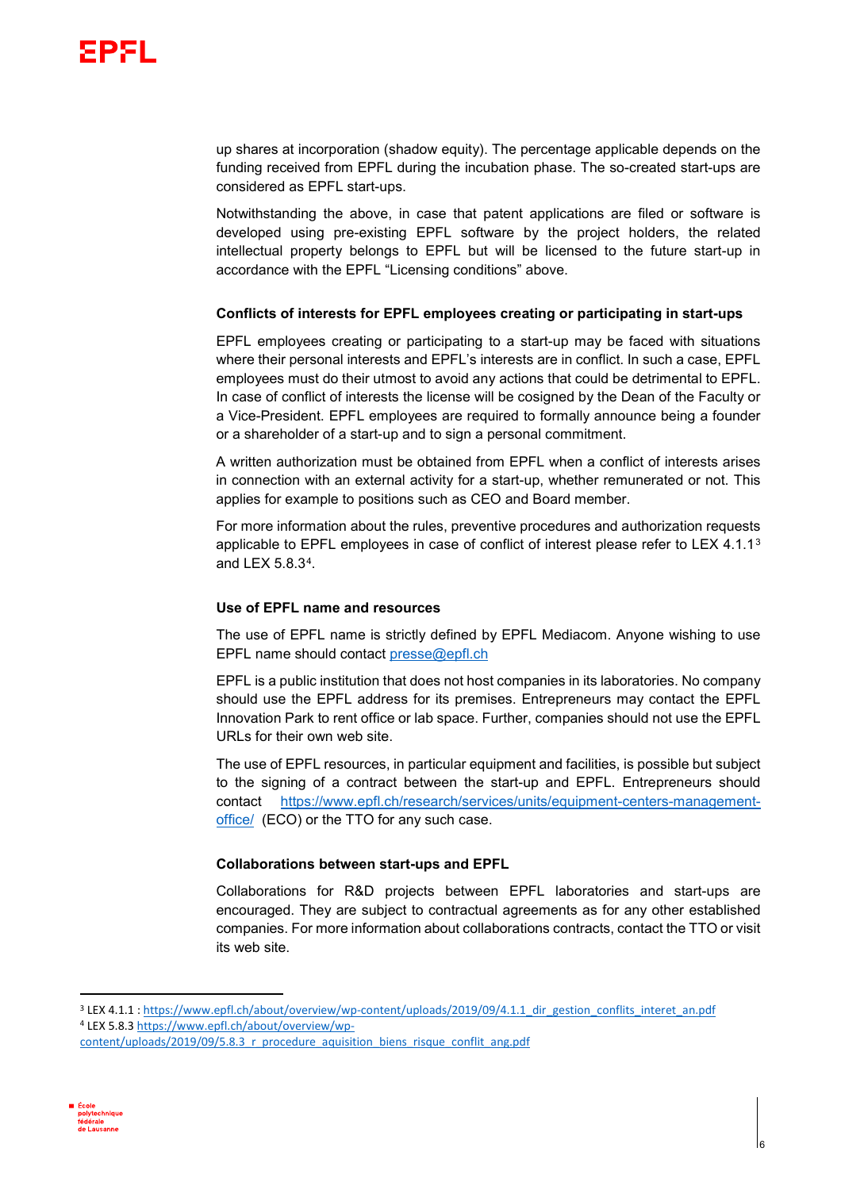up shares at incorporation (shadow equity). The percentage applicable depends on the funding received from EPFL during the incubation phase. The so-created start-ups are considered as EPFL start-ups.

Notwithstanding the above, in case that patent applications are filed or software is developed using pre-existing EPFL software by the project holders, the related intellectual property belongs to EPFL but will be licensed to the future start-up in accordance with the EPFL "Licensing conditions" above.

### Conflicts of interests for EPFL employees creating or participating in start-ups

EPFL employees creating or participating to a start-up may be faced with situations where their personal interests and EPFL's interests are in conflict. In such a case, EPFL employees must do their utmost to avoid any actions that could be detrimental to EPFL. In case of conflict of interests the license will be cosigned by the Dean of the Faculty or a Vice-President. EPFL employees are required to formally announce being a founder or a shareholder of a start-up and to sign a personal commitment.

A written authorization must be obtained from EPFL when a conflict of interests arises in connection with an external activity for a start-up, whether remunerated or not. This applies for example to positions such as CEO and Board member.

For more information about the rules, preventive procedures and authorization requests applicable to EPFL employees in case of conflict of interest please refer to LEX 4.1.1[3] and LEX 5.8.3[4].

### Use of EPFL name and resources

The use of EPFL name is strictly defined by EPFL Mediacom. Anyone wishing to use EPFL name should contact presse@epfl.ch

EPFL is a public institution that does not host companies in its laboratories. No company should use the EPFL address for its premises. Entrepreneurs may contact the EPFL Innovation Park to rent office or lab space. Further, companies should not use the EPFL URLs for their own web site.

The use of EPFL resources, in particular equipment and facilities, is possible but subject to the signing of a contract between the start-up and EPFL. Entrepreneurs should contact https://www.epfl.ch/research/services/units/equipment-centers-management-office/ (ECO) or the TTO for any such case.

### Collaborations between start-ups and EPFL

Collaborations for R&D projects between EPFL laboratories and start-ups are encouraged. They are subject to contractual agreements as for any other established companies. For more information about collaborations contracts, contact the TTO or visit its web site.

---

[3] LEX 4.1.1 : https://www.epfl.ch/about/overview/wp-content/uploads/2019/09/4.1.1_dir_gestion_conflits_interet_an.pdf

[4] LEX 5.8.3 https://www.epfl.ch/about/overview/wp-content/uploads/2019/09/5.8.3_r_procedure_aquisition_biens_risque_conflit_ang.pdf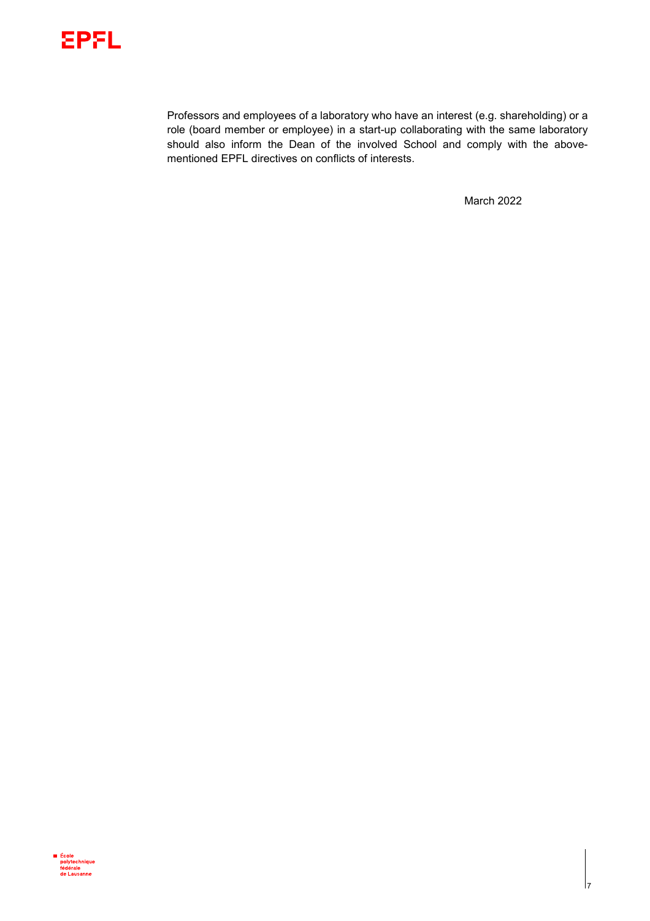Professors and employees of a laboratory who have an interest (e.g. shareholding) or a role (board member or employee) in a start-up collaborating with the same laboratory should also inform the Dean of the involved School and comply with the above-mentioned EPFL directives on conflicts of interests.

March 2022